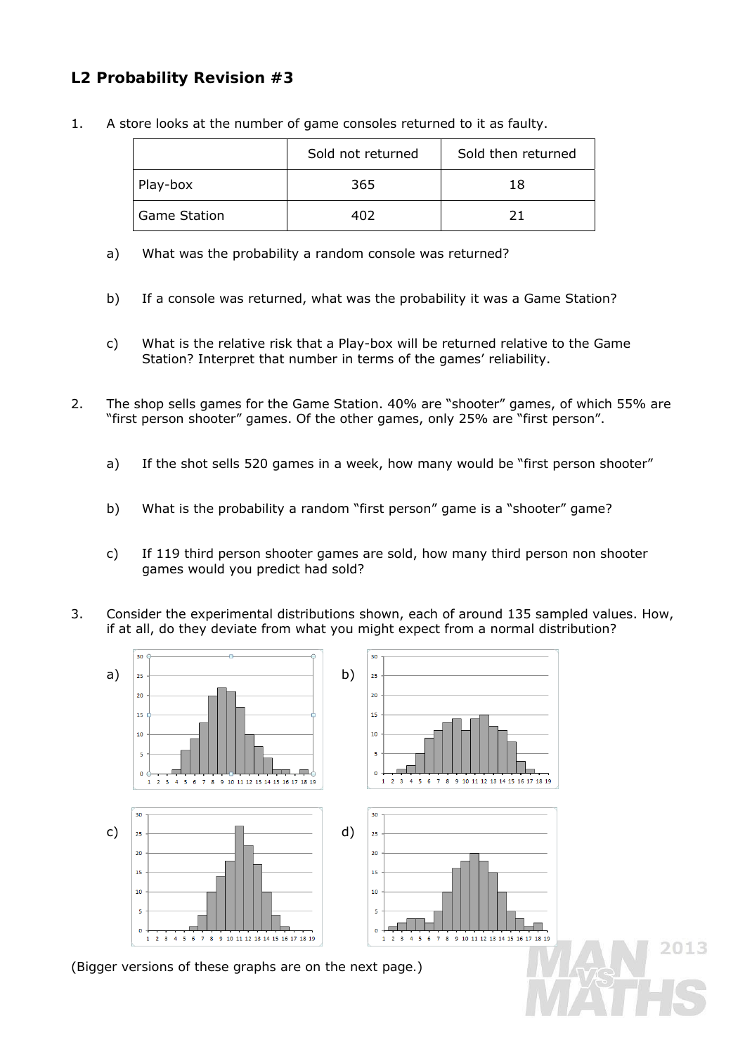## L2 Probability Revision #3

1. A store looks at the number of game consoles returned to it as faulty.

| | Sold not returned | Sold then returned |
|---|---|---|
| Play-box | 365 | 18 |
| Game Station | 402 | 21 |

   a) What was the probability a random console was returned?

   b) If a console was returned, what was the probability it was a Game Station?

   c) What is the relative risk that a Play-box will be returned relative to the Game Station? Interpret that number in terms of the games' reliability.

2. The shop sells games for the Game Station. 40% are "shooter" games, of which 55% are "first person shooter" games. Of the other games, only 25% are "first person".

   a) If the shot sells 520 games in a week, how many would be "first person shooter"

   b) What is the probability a random "first person" game is a "shooter" game?

   c) If 119 third person shooter games are sold, how many third person non shooter games would you predict had sold?

3. Consider the experimental distributions shown, each of around 135 sampled values. How, if at all, do they deviate from what you might expect from a normal distribution?

a)

b)

c)

d)

(Bigger versions of these graphs are on the next page.)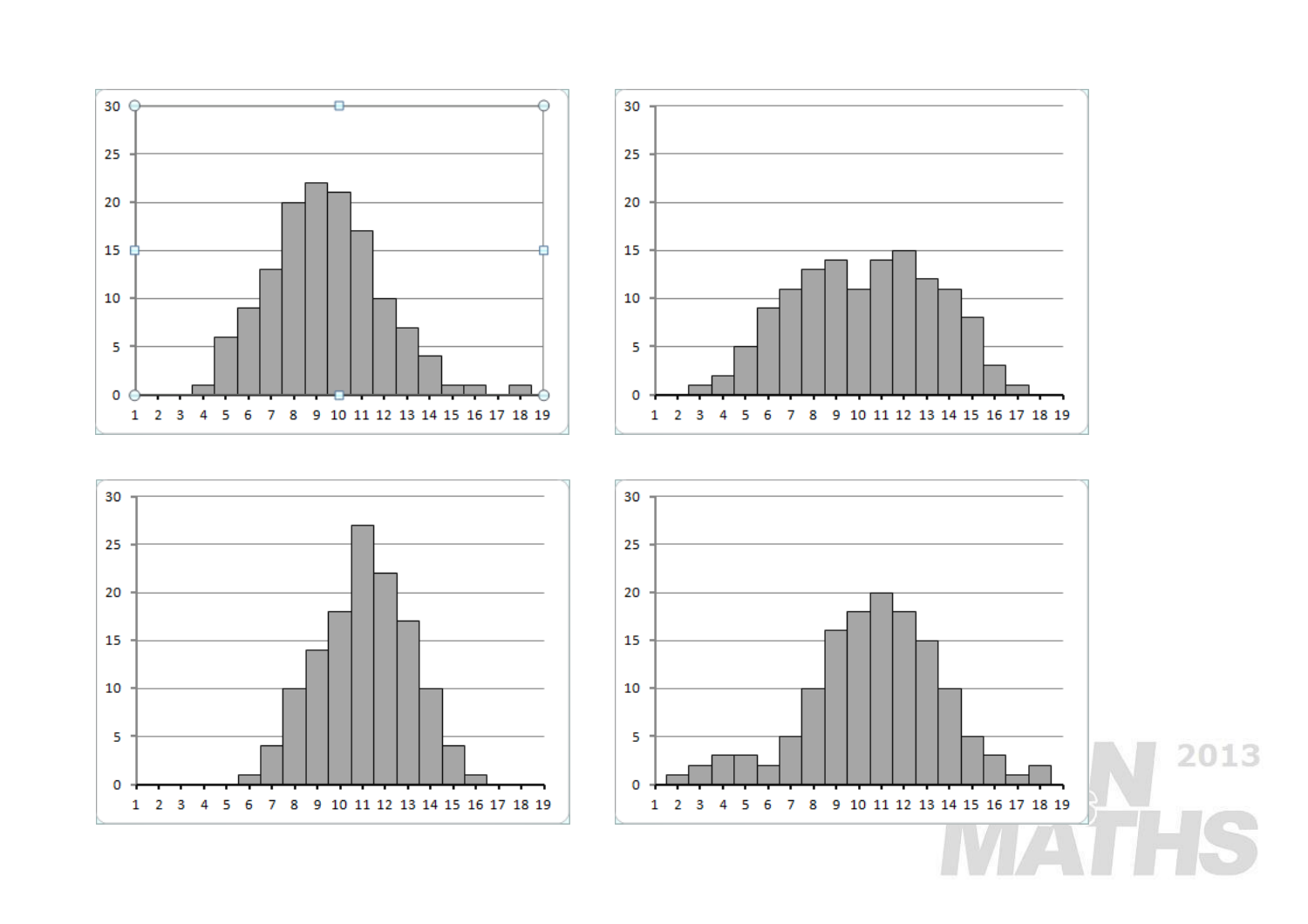| Value | Top left | Top right | Bottom left | Bottom right |
|---|---|---|---|---|
| 1 | 0 | 0 | 0 | 0 |
| 2 | 0 | 0 | 0 | 1 |
| 3 | 0 | 1 | 0 | 2 |
| 4 | 1 | 2 | 0 | 3 |
| 5 | 6 | 5 | 0 | 3 |
| 6 | 9 | 9 | 1 | 2 |
| 7 | 13 | 11 | 4 | 5 |
| 8 | 20 | 13 | 10 | 10 |
| 9 | 22 | 14 | 14 | 16 |
| 10 | 21 | 11 | 18 | 18 |
| 11 | 17 | 14 | 27 | 20 |
| 12 | 10 | 15 | 22 | 18 |
| 13 | 7 | 12 | 17 | 15 |
| 14 | 4 | 11 | 10 | 10 |
| 15 | 1 | 8 | 4 | 5 |
| 16 | 1 | 3 | 1 | 3 |
| 17 | 0 | 1 | 0 | 1 |
| 18 | 1 | 0 | 0 | 2 |
| 19 | 0 | 0 | 0 | 0 |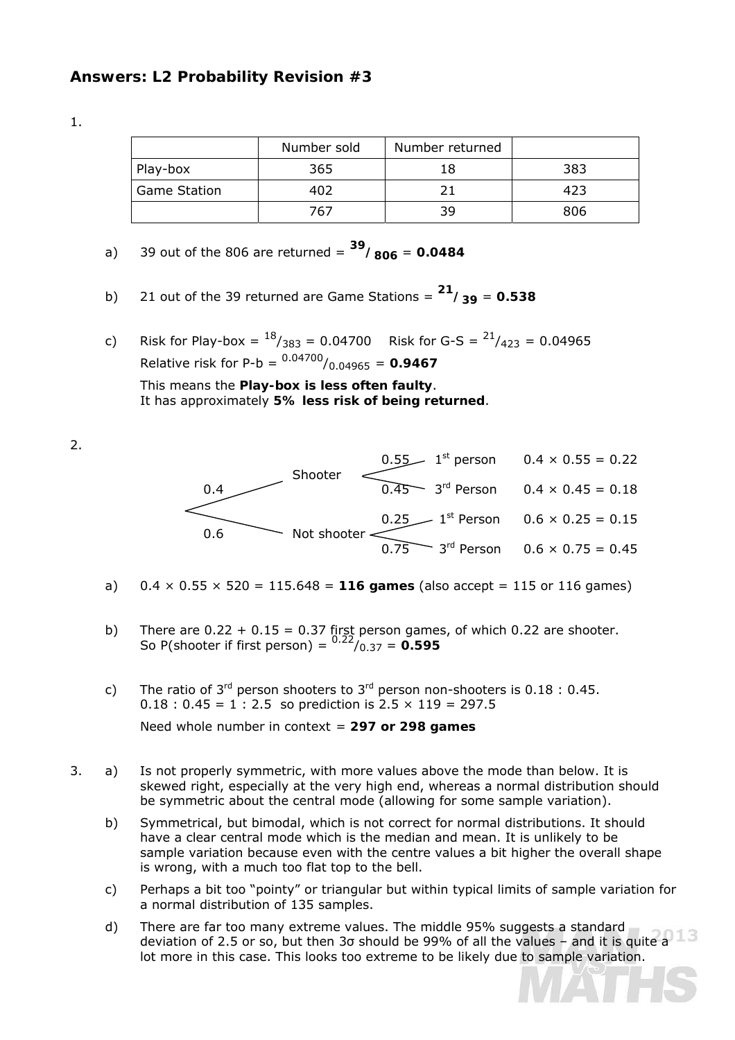### Answers: L2 Probability Revision #3

1.

| | Number sold | Number returned | |
|---|---|---|---|
| Play-box | 365 | 18 | 383 |
| Game Station | 402 | 21 | 423 |
| | 767 | 39 | 806 |

a) 39 out of the 806 are returned = $^{39}/_{806}$ = **0.0484**

b) 21 out of the 39 returned are Game Stations = $^{21}/_{39}$ = **0.538**

c) Risk for Play-box = $^{18}/_{383}$ = 0.04700 Risk for G-S = $^{21}/_{423}$ = 0.04965

Relative risk for P-b = $^{0.04700}/_{0.04965}$ = **0.9467**

This means the **Play-box is less often faulty**.
It has approximately **5% less risk of being returned**.

2.

0.4 Shooter
- 0.55 1st person 0.4 × 0.55 = 0.22
- 0.45 3rd Person 0.4 × 0.45 = 0.18

0.6 Not shooter
- 0.25 1st Person 0.6 × 0.25 = 0.15
- 0.75 3rd Person 0.6 × 0.75 = 0.45

a) 0.4 × 0.55 × 520 = 115.648 = **116 games** (also accept = 115 or 116 games)

b) There are 0.22 + 0.15 = 0.37 first person games, of which 0.22 are shooter.
So P(shooter if first person) = $^{0.22}/_{0.37}$ = **0.595**

c) The ratio of 3rd person shooters to 3rd person non-shooters is 0.18 : 0.45.
0.18 : 0.45 = 1 : 2.5 so prediction is 2.5 × 119 = 297.5

Need whole number in context = **297 or 298 games**

3.

a) Is not properly symmetric, with more values above the mode than below. It is skewed right, especially at the very high end, whereas a normal distribution should be symmetric about the central mode (allowing for some sample variation).

b) Symmetrical, but bimodal, which is not correct for normal distributions. It should have a clear central mode which is the median and mean. It is unlikely to be sample variation because even with the centre values a bit higher the overall shape is wrong, with a much too flat top to the bell.

c) Perhaps a bit too "pointy" or triangular but within typical limits of sample variation for a normal distribution of 135 samples.

d) There are far too many extreme values. The middle 95% suggests a standard deviation of 2.5 or so, but then 3σ should be 99% of all the values – and it is quite a lot more in this case. This looks too extreme to be likely due to sample variation.